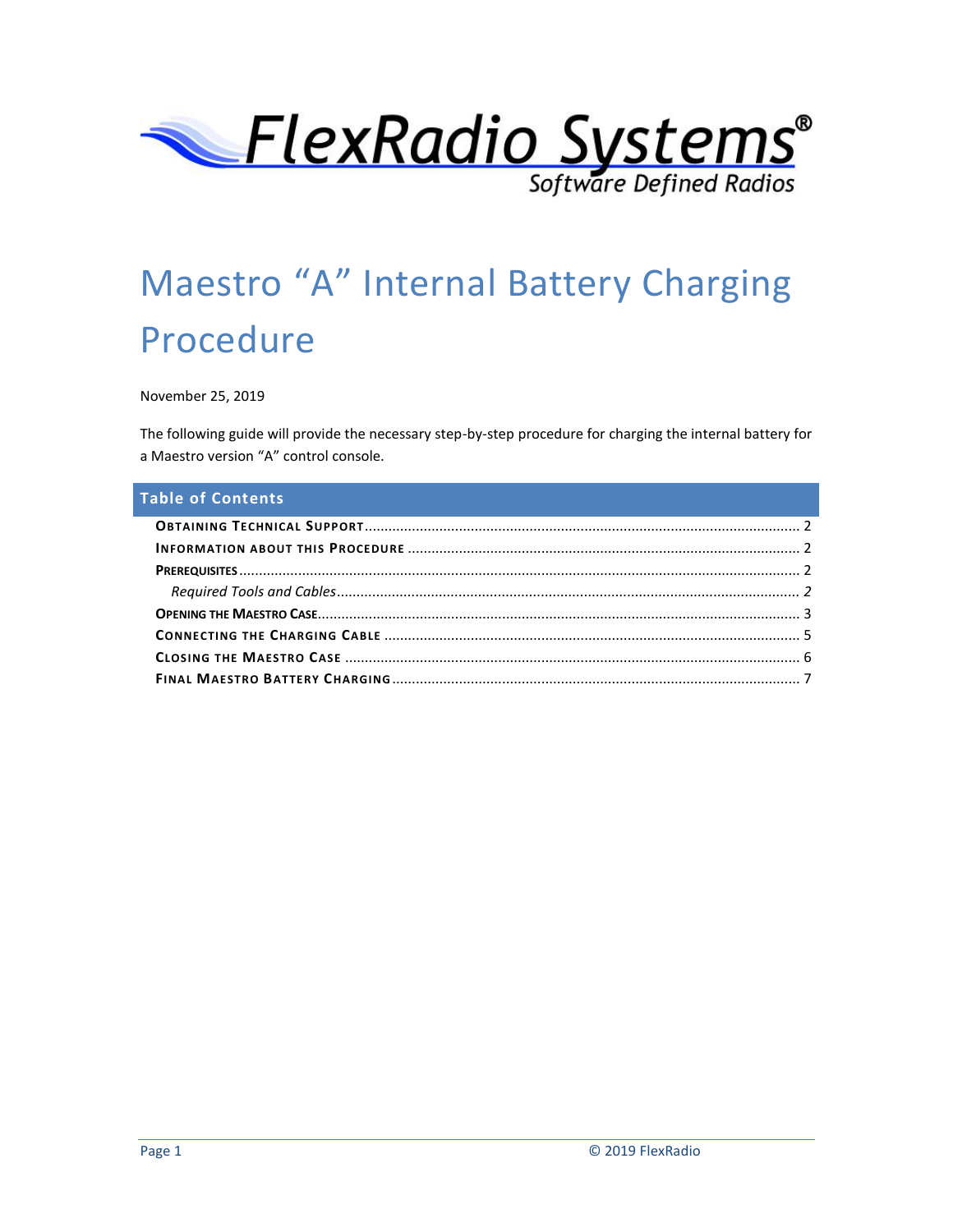FlexRadio Systems®

Software Defined Radios

# Maestro "A" Internal Battery Charging Procedure

November 25, 2019

The following guide will provide the necessary step-by-step procedure for charging the internal battery for a Maestro version "A" control console.

## Table of Contents

- **Obtaining Technical Support** ........ 2
- **Information about this Procedure** ........ 2
- **Prerequisites** ........ 2
  - *Required Tools and Cables* ........ *2*
- **Opening the Maestro Case** ........ 3
- **Connecting the Charging Cable** ........ 5
- **Closing the Maestro Case** ........ 6
- **Final Maestro Battery Charging** ........ 7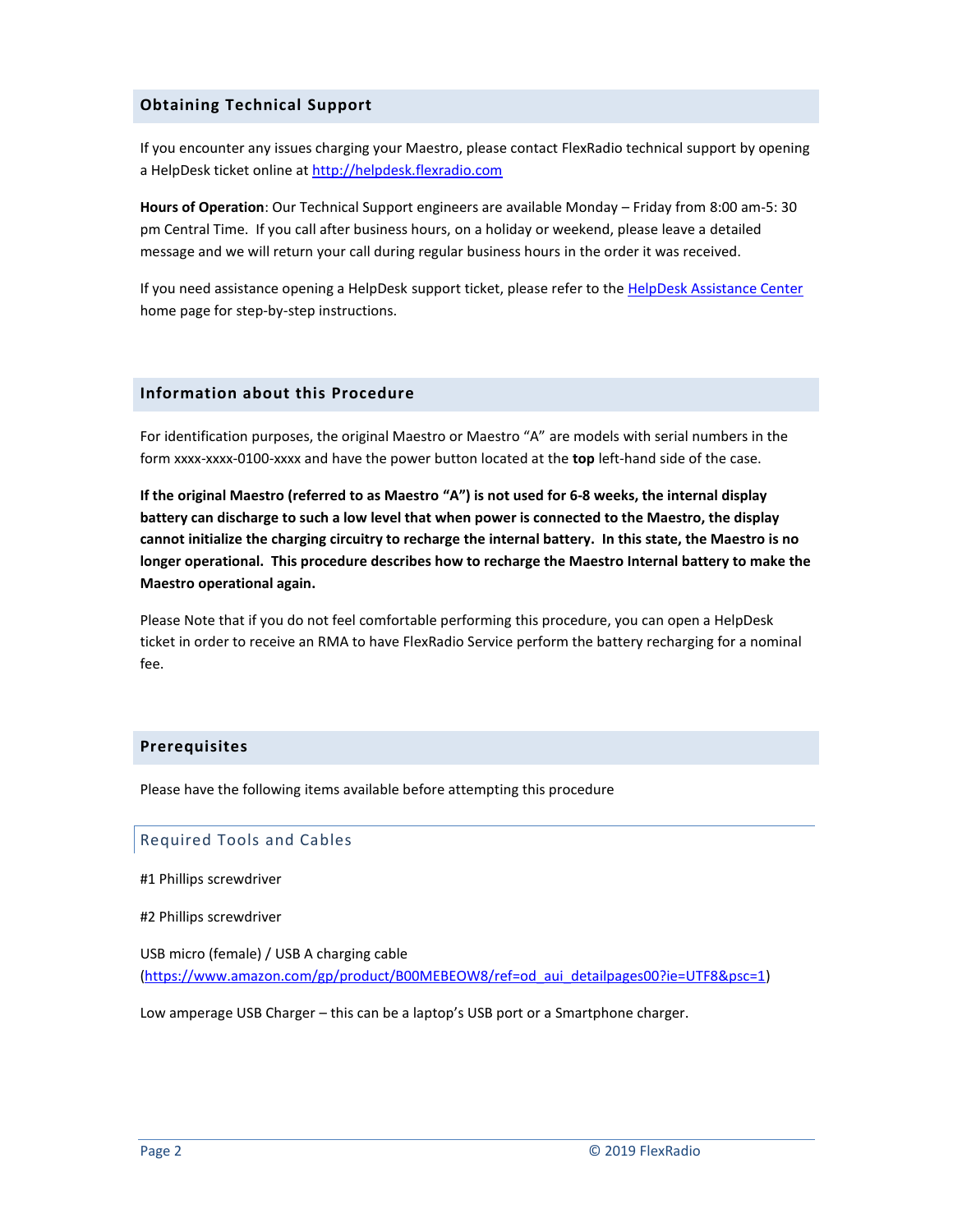## Obtaining Technical Support

If you encounter any issues charging your Maestro, please contact FlexRadio technical support by opening a HelpDesk ticket online at [http://helpdesk.flexradio.com](http://helpdesk.flexradio.com)

**Hours of Operation**: Our Technical Support engineers are available Monday – Friday from 8:00 am-5: 30 pm Central Time. If you call after business hours, on a holiday or weekend, please leave a detailed message and we will return your call during regular business hours in the order it was received.

If you need assistance opening a HelpDesk support ticket, please refer to the HelpDesk Assistance Center home page for step-by-step instructions.

## Information about this Procedure

For identification purposes, the original Maestro or Maestro "A" are models with serial numbers in the form xxxx-xxxx-0100-xxxx and have the power button located at the **top** left-hand side of the case.

**If the original Maestro (referred to as Maestro "A") is not used for 6-8 weeks, the internal display battery can discharge to such a low level that when power is connected to the Maestro, the display cannot initialize the charging circuitry to recharge the internal battery. In this state, the Maestro is no longer operational. This procedure describes how to recharge the Maestro Internal battery to make the Maestro operational again.**

Please Note that if you do not feel comfortable performing this procedure, you can open a HelpDesk ticket in order to receive an RMA to have FlexRadio Service perform the battery recharging for a nominal fee.

## Prerequisites

Please have the following items available before attempting this procedure

### Required Tools and Cables

#1 Phillips screwdriver

#2 Phillips screwdriver

USB micro (female) / USB A charging cable ([https://www.amazon.com/gp/product/B00MEBEOW8/ref=od_aui_detailpages00?ie=UTF8&psc=1](https://www.amazon.com/gp/product/B00MEBEOW8/ref=od_aui_detailpages00?ie=UTF8&psc=1))

Low amperage USB Charger – this can be a laptop's USB port or a Smartphone charger.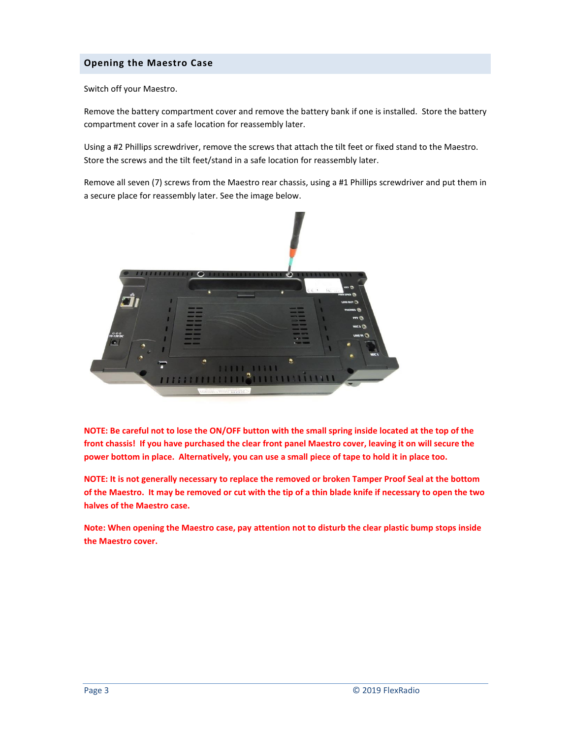## Opening the Maestro Case

Switch off your Maestro.

Remove the battery compartment cover and remove the battery bank if one is installed. Store the battery compartment cover in a safe location for reassembly later.

Using a #2 Phillips screwdriver, remove the screws that attach the tilt feet or fixed stand to the Maestro. Store the screws and the tilt feet/stand in a safe location for reassembly later.

Remove all seven (7) screws from the Maestro rear chassis, using a #1 Phillips screwdriver and put them in a secure place for reassembly later. See the image below.

**NOTE: Be careful not to lose the ON/OFF button with the small spring inside located at the top of the front chassis! If you have purchased the clear front panel Maestro cover, leaving it on will secure the power bottom in place. Alternatively, you can use a small piece of tape to hold it in place too.**

**NOTE: It is not generally necessary to replace the removed or broken Tamper Proof Seal at the bottom of the Maestro. It may be removed or cut with the tip of a thin blade knife if necessary to open the two halves of the Maestro case.**

**Note: When opening the Maestro case, pay attention not to disturb the clear plastic bump stops inside the Maestro cover.**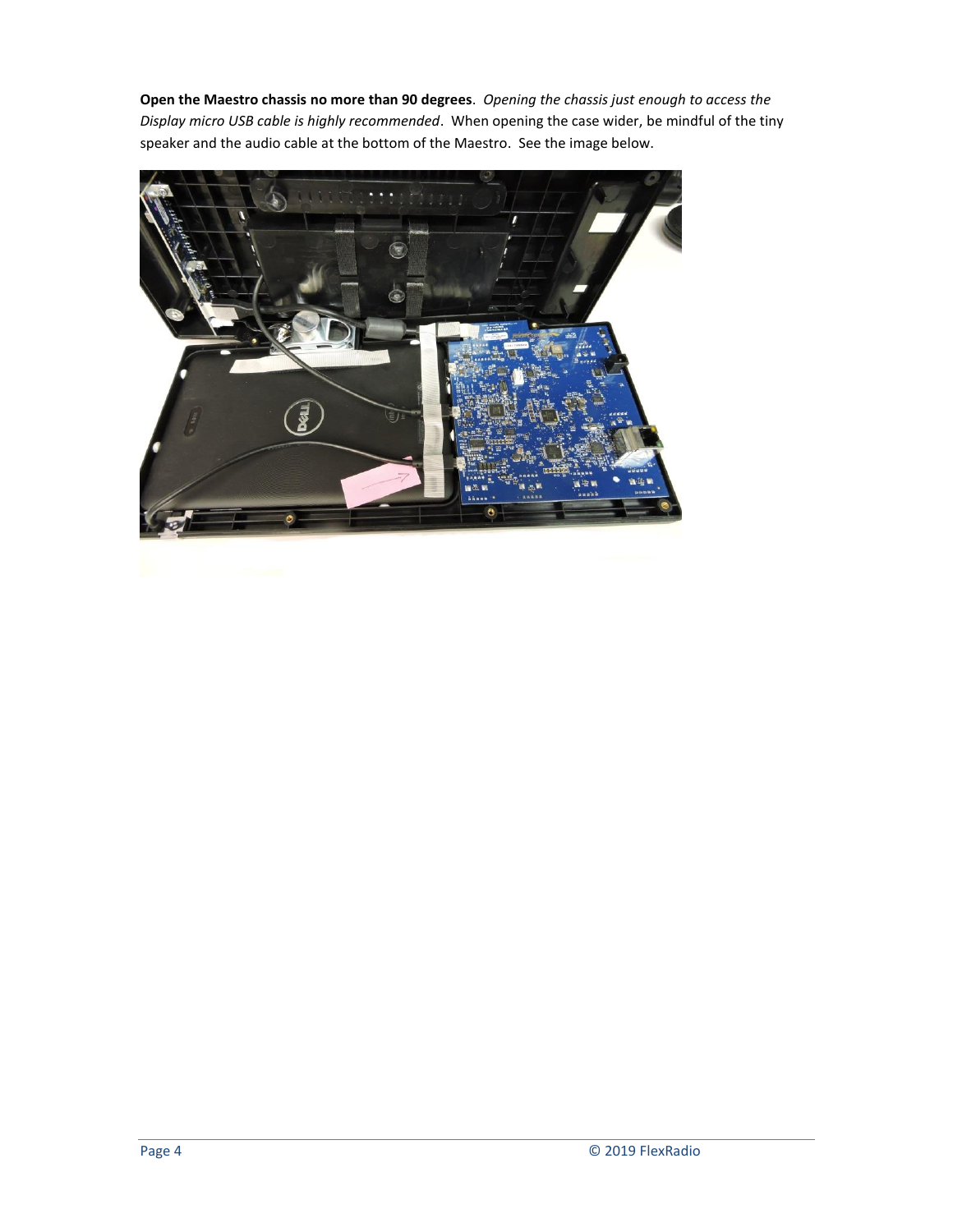**Open the Maestro chassis no more than 90 degrees**. *Opening the chassis just enough to access the Display micro USB cable is highly recommended*. When opening the case wider, be mindful of the tiny speaker and the audio cable at the bottom of the Maestro. See the image below.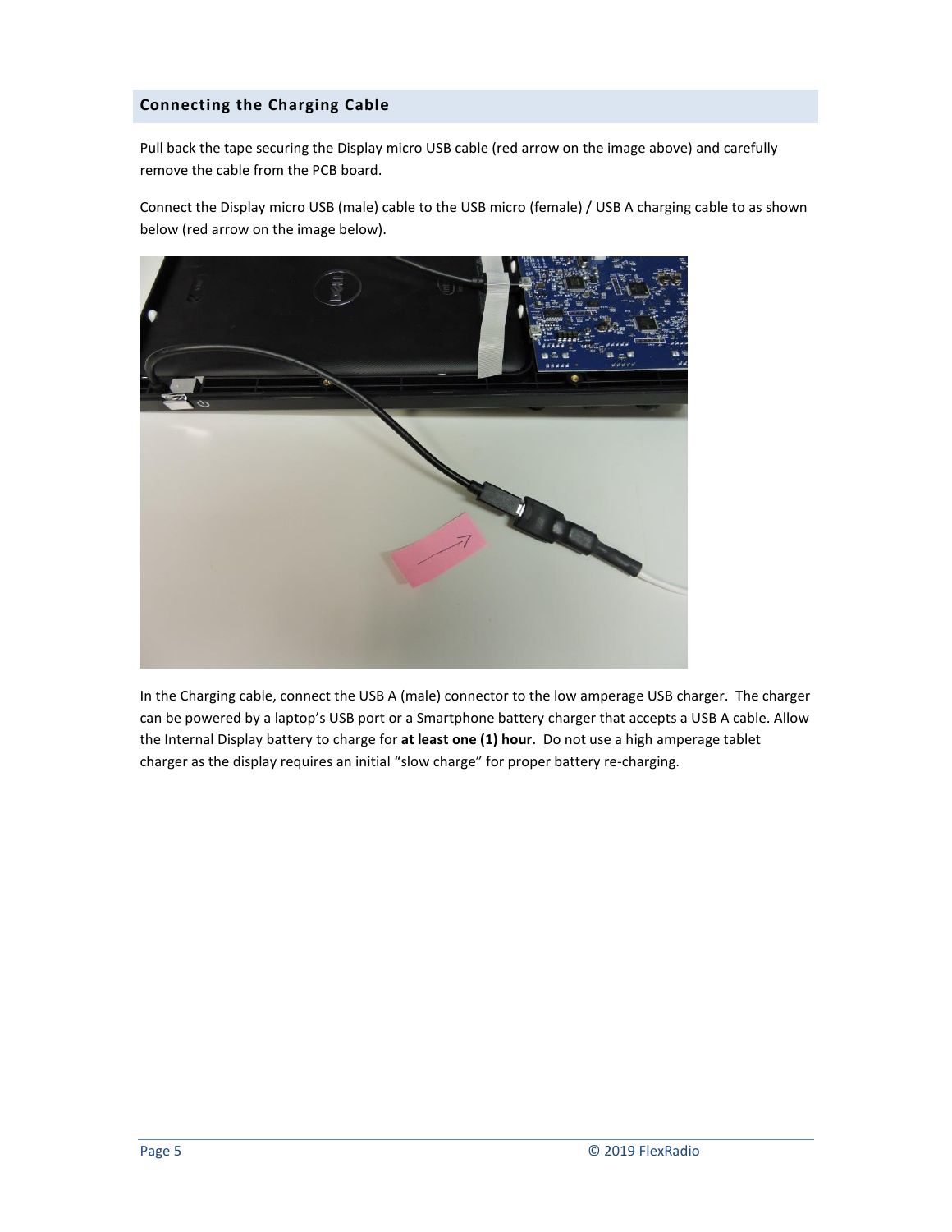## Connecting the Charging Cable

Pull back the tape securing the Display micro USB cable (red arrow on the image above) and carefully remove the cable from the PCB board.

Connect the Display micro USB (male) cable to the USB micro (female) / USB A charging cable to as shown below (red arrow on the image below).

In the Charging cable, connect the USB A (male) connector to the low amperage USB charger. The charger can be powered by a laptop's USB port or a Smartphone battery charger that accepts a USB A cable. Allow the Internal Display battery to charge for **at least one (1) hour**. Do not use a high amperage tablet charger as the display requires an initial "slow charge" for proper battery re-charging.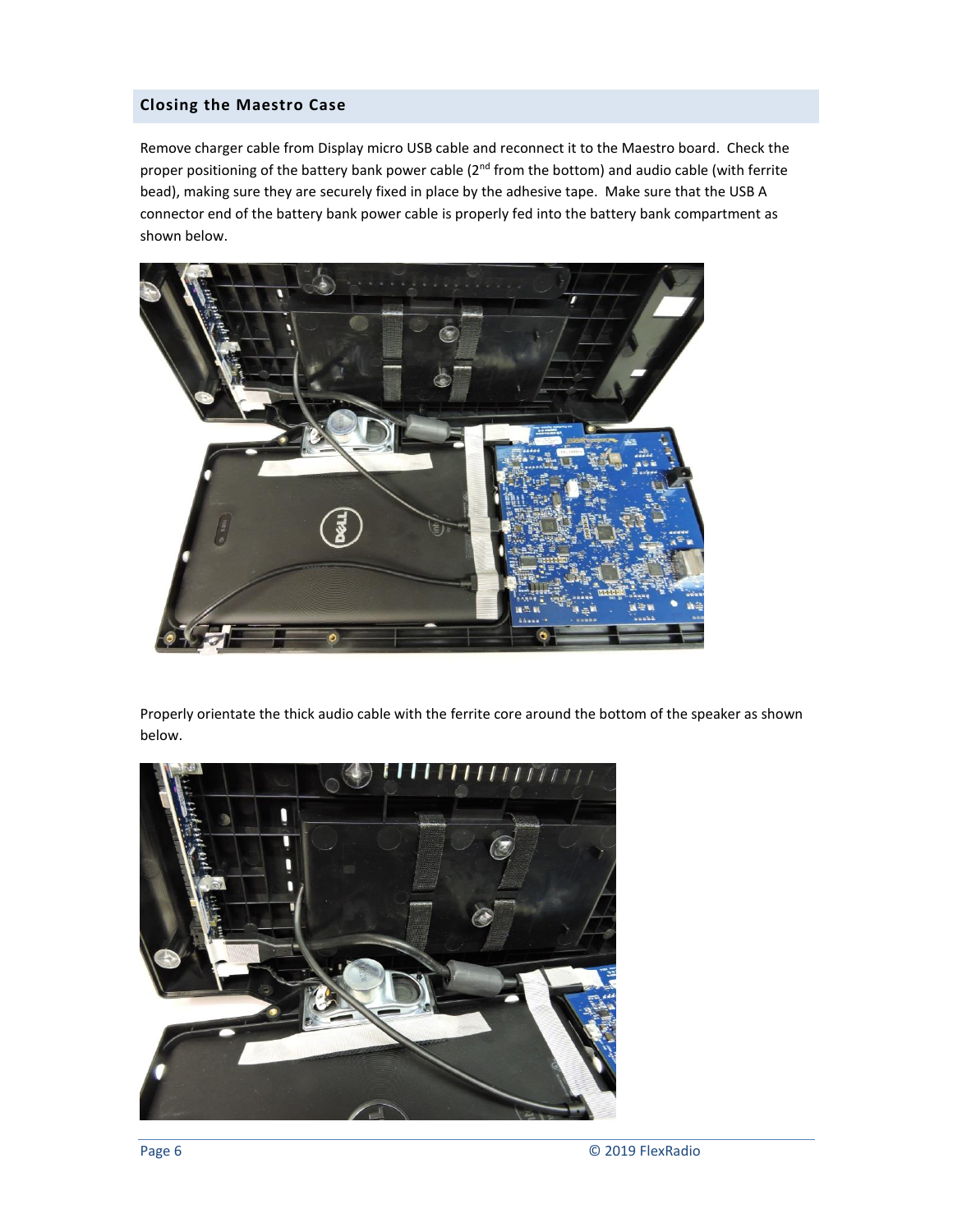## Closing the Maestro Case

Remove charger cable from Display micro USB cable and reconnect it to the Maestro board. Check the proper positioning of the battery bank power cable (2$^{nd}$ from the bottom) and audio cable (with ferrite bead), making sure they are securely fixed in place by the adhesive tape. Make sure that the USB A connector end of the battery bank power cable is properly fed into the battery bank compartment as shown below.

Properly orientate the thick audio cable with the ferrite core around the bottom of the speaker as shown below.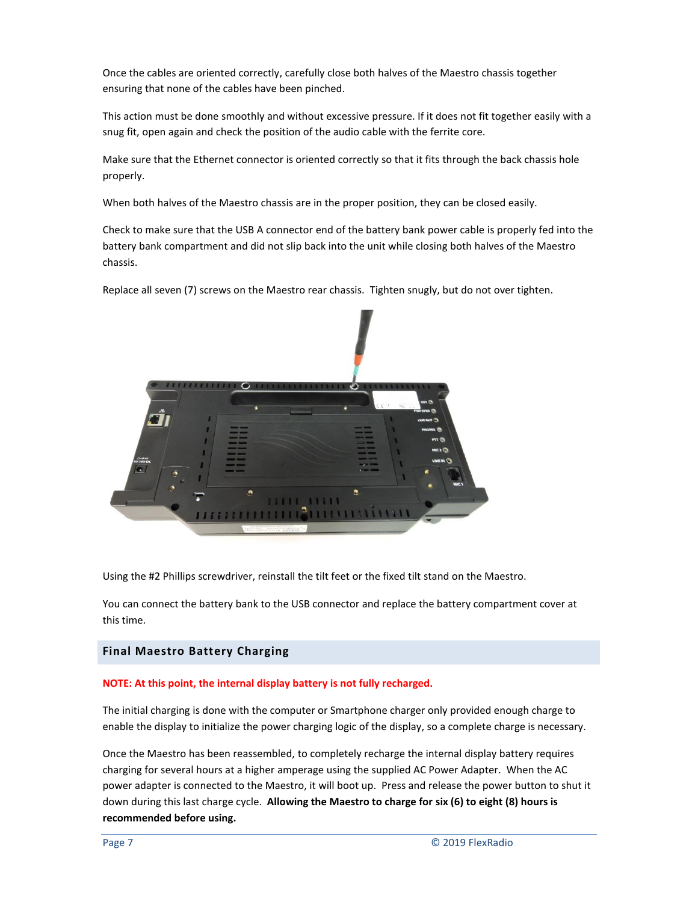Once the cables are oriented correctly, carefully close both halves of the Maestro chassis together ensuring that none of the cables have been pinched.

This action must be done smoothly and without excessive pressure. If it does not fit together easily with a snug fit, open again and check the position of the audio cable with the ferrite core.

Make sure that the Ethernet connector is oriented correctly so that it fits through the back chassis hole properly.

When both halves of the Maestro chassis are in the proper position, they can be closed easily.

Check to make sure that the USB A connector end of the battery bank power cable is properly fed into the battery bank compartment and did not slip back into the unit while closing both halves of the Maestro chassis.

Replace all seven (7) screws on the Maestro rear chassis. Tighten snugly, but do not over tighten.

Using the #2 Phillips screwdriver, reinstall the tilt feet or the fixed tilt stand on the Maestro.

You can connect the battery bank to the USB connector and replace the battery compartment cover at this time.

## Final Maestro Battery Charging

**NOTE: At this point, the internal display battery is not fully recharged.**

The initial charging is done with the computer or Smartphone charger only provided enough charge to enable the display to initialize the power charging logic of the display, so a complete charge is necessary.

Once the Maestro has been reassembled, to completely recharge the internal display battery requires charging for several hours at a higher amperage using the supplied AC Power Adapter. When the AC power adapter is connected to the Maestro, it will boot up. Press and release the power button to shut it down during this last charge cycle. **Allowing the Maestro to charge for six (6) to eight (8) hours is recommended before using.**